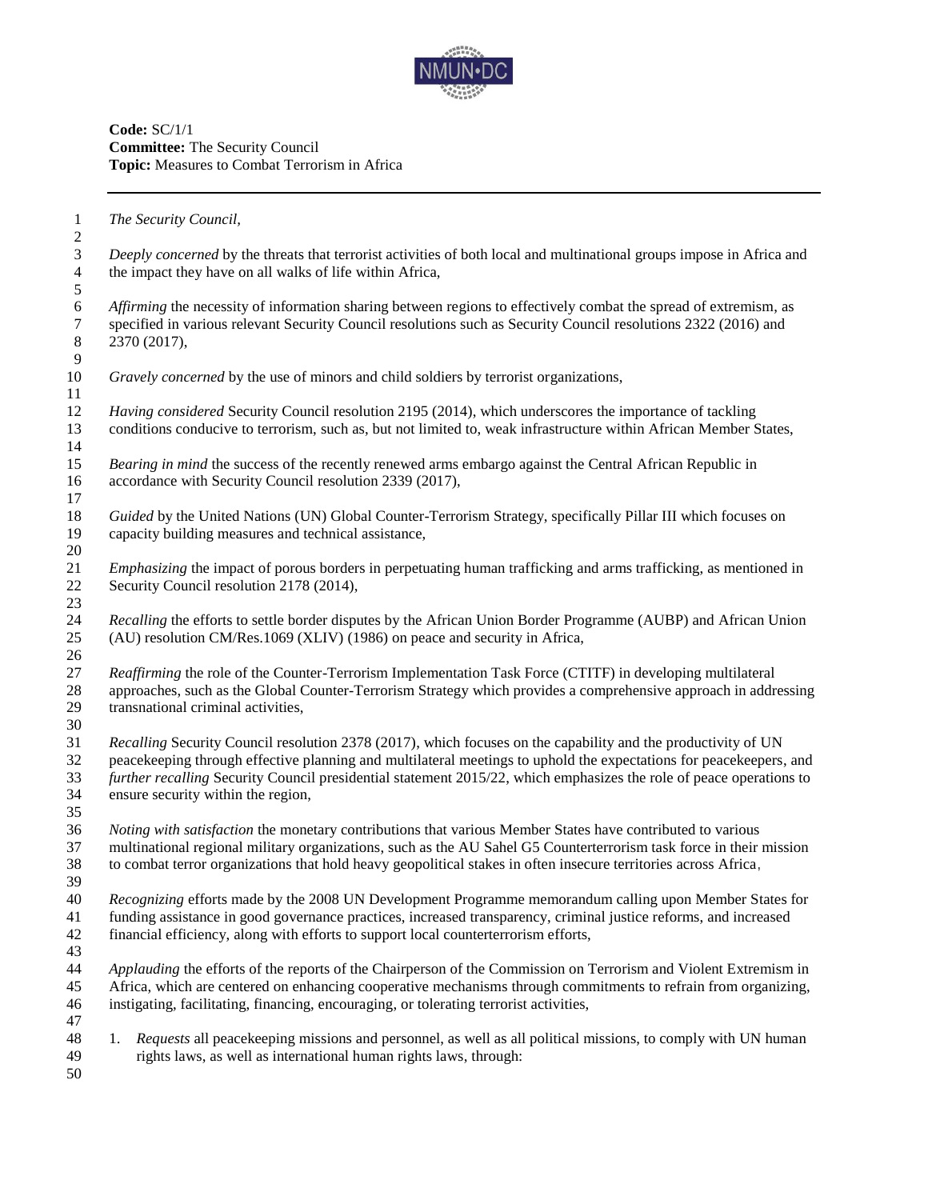**Code:** SC/1/1
**Committee:** The Security Council
**Topic:** Measures to Combat Terrorism in Africa

---

*The Security Council,*

*Deeply concerned* by the threats that terrorist activities of both local and multinational groups impose in Africa and the impact they have on all walks of life within Africa,

*Affirming* the necessity of information sharing between regions to effectively combat the spread of extremism, as specified in various relevant Security Council resolutions such as Security Council resolutions 2322 (2016) and 2370 (2017),

*Gravely concerned* by the use of minors and child soldiers by terrorist organizations,

*Having considered* Security Council resolution 2195 (2014), which underscores the importance of tackling conditions conducive to terrorism, such as, but not limited to, weak infrastructure within African Member States,

*Bearing in mind* the success of the recently renewed arms embargo against the Central African Republic in accordance with Security Council resolution 2339 (2017),

*Guided* by the United Nations (UN) Global Counter-Terrorism Strategy, specifically Pillar III which focuses on capacity building measures and technical assistance,

*Emphasizing* the impact of porous borders in perpetuating human trafficking and arms trafficking, as mentioned in Security Council resolution 2178 (2014),

*Recalling* the efforts to settle border disputes by the African Union Border Programme (AUBP) and African Union (AU) resolution CM/Res.1069 (XLIV) (1986) on peace and security in Africa,

*Reaffirming* the role of the Counter-Terrorism Implementation Task Force (CTITF) in developing multilateral approaches, such as the Global Counter-Terrorism Strategy which provides a comprehensive approach in addressing transnational criminal activities,

*Recalling* Security Council resolution 2378 (2017), which focuses on the capability and the productivity of UN peacekeeping through effective planning and multilateral meetings to uphold the expectations for peacekeepers, and *further recalling* Security Council presidential statement 2015/22, which emphasizes the role of peace operations to ensure security within the region,

*Noting with satisfaction* the monetary contributions that various Member States have contributed to various multinational regional military organizations, such as the AU Sahel G5 Counterterrorism task force in their mission to combat terror organizations that hold heavy geopolitical stakes in often insecure territories across Africa,

*Recognizing* efforts made by the 2008 UN Development Programme memorandum calling upon Member States for funding assistance in good governance practices, increased transparency, criminal justice reforms, and increased financial efficiency, along with efforts to support local counterterrorism efforts,

*Applauding* the efforts of the reports of the Chairperson of the Commission on Terrorism and Violent Extremism in Africa, which are centered on enhancing cooperative mechanisms through commitments to refrain from organizing, instigating, facilitating, financing, encouraging, or tolerating terrorist activities,

1. *Requests* all peacekeeping missions and personnel, as well as all political missions, to comply with UN human rights laws, as well as international human rights laws, through: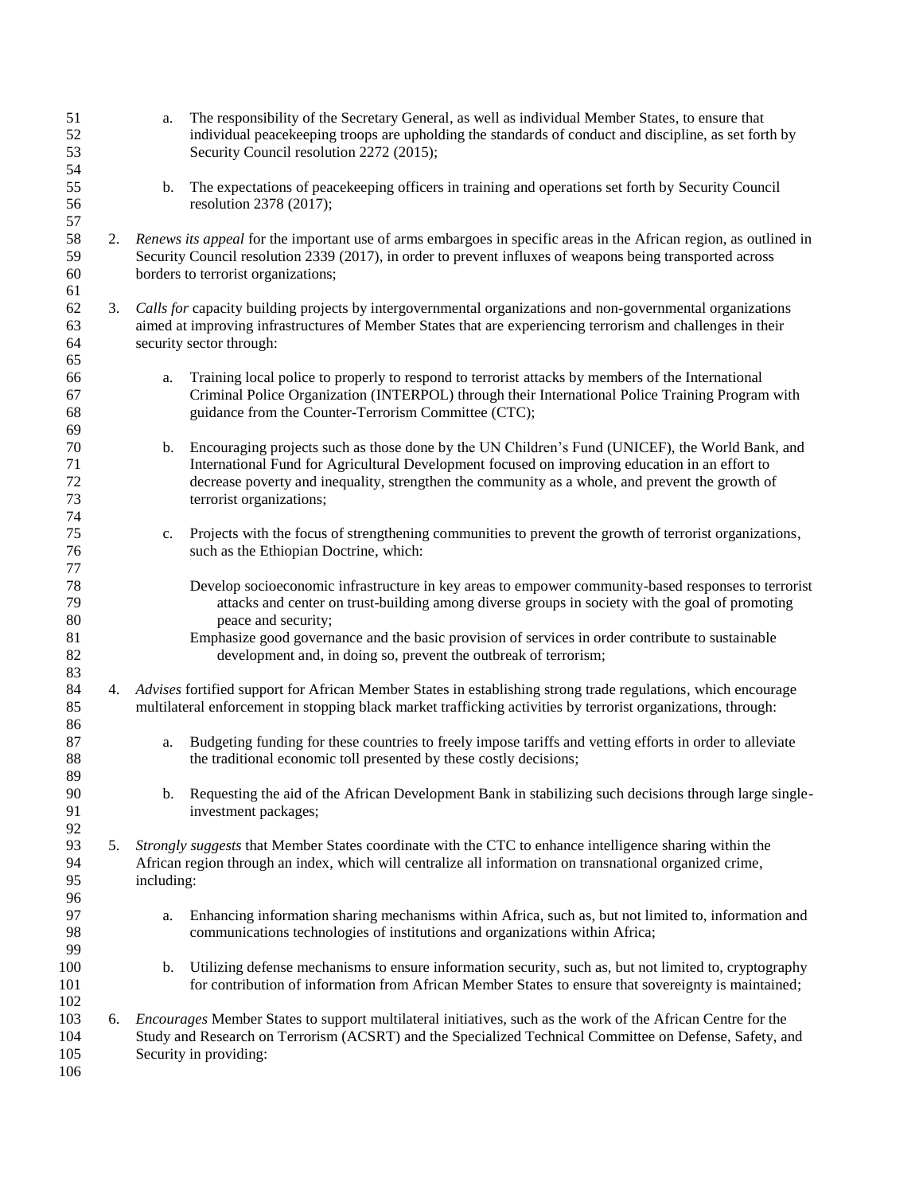a. The responsibility of the Secretary General, as well as individual Member States, to ensure that individual peacekeeping troops are upholding the standards of conduct and discipline, as set forth by Security Council resolution 2272 (2015);

b. The expectations of peacekeeping officers in training and operations set forth by Security Council resolution 2378 (2017);

2. *Renews its appeal* for the important use of arms embargoes in specific areas in the African region, as outlined in Security Council resolution 2339 (2017), in order to prevent influxes of weapons being transported across borders to terrorist organizations;

3. *Calls for* capacity building projects by intergovernmental organizations and non-governmental organizations aimed at improving infrastructures of Member States that are experiencing terrorism and challenges in their security sector through:

   a. Training local police to properly to respond to terrorist attacks by members of the International Criminal Police Organization (INTERPOL) through their International Police Training Program with guidance from the Counter-Terrorism Committee (CTC);

   b. Encouraging projects such as those done by the UN Children's Fund (UNICEF), the World Bank, and International Fund for Agricultural Development focused on improving education in an effort to decrease poverty and inequality, strengthen the community as a whole, and prevent the growth of terrorist organizations;

   c. Projects with the focus of strengthening communities to prevent the growth of terrorist organizations, such as the Ethiopian Doctrine, which:

      Develop socioeconomic infrastructure in key areas to empower community-based responses to terrorist attacks and center on trust-building among diverse groups in society with the goal of promoting peace and security;
      Emphasize good governance and the basic provision of services in order contribute to sustainable development and, in doing so, prevent the outbreak of terrorism;

4. *Advises* fortified support for African Member States in establishing strong trade regulations, which encourage multilateral enforcement in stopping black market trafficking activities by terrorist organizations, through:

   a. Budgeting funding for these countries to freely impose tariffs and vetting efforts in order to alleviate the traditional economic toll presented by these costly decisions;

   b. Requesting the aid of the African Development Bank in stabilizing such decisions through large single-investment packages;

5. *Strongly suggests* that Member States coordinate with the CTC to enhance intelligence sharing within the African region through an index, which will centralize all information on transnational organized crime, including:

   a. Enhancing information sharing mechanisms within Africa, such as, but not limited to, information and communications technologies of institutions and organizations within Africa;

   b. Utilizing defense mechanisms to ensure information security, such as, but not limited to, cryptography for contribution of information from African Member States to ensure that sovereignty is maintained;

6. *Encourages* Member States to support multilateral initiatives, such as the work of the African Centre for the Study and Research on Terrorism (ACSRT) and the Specialized Technical Committee on Defense, Safety, and Security in providing: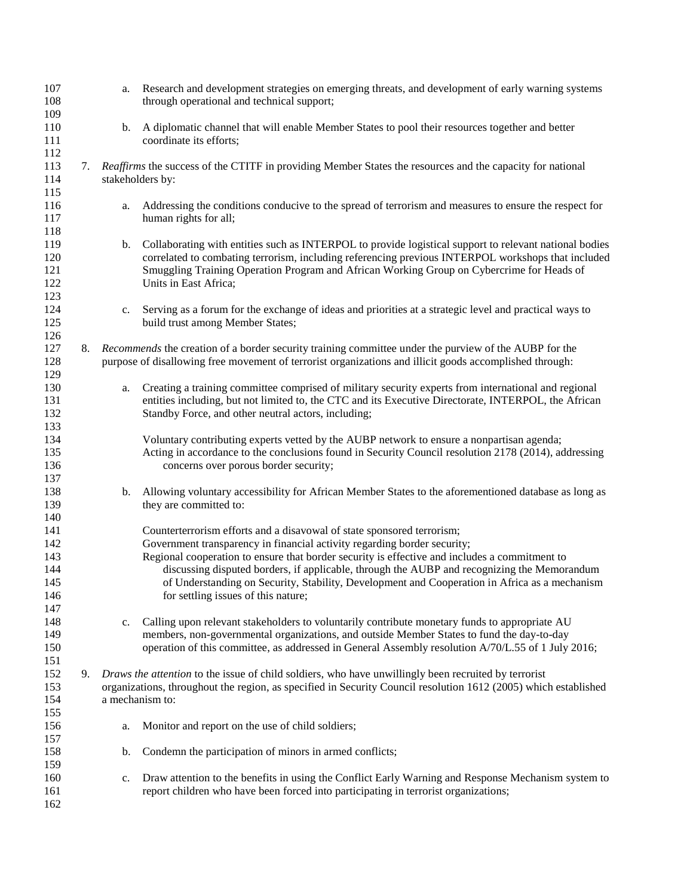a. Research and development strategies on emerging threats, and development of early warning systems through operational and technical support;

b. A diplomatic channel that will enable Member States to pool their resources together and better coordinate its efforts;

7. *Reaffirms* the success of the CTITF in providing Member States the resources and the capacity for national stakeholders by:

   a. Addressing the conditions conducive to the spread of terrorism and measures to ensure the respect for human rights for all;

   b. Collaborating with entities such as INTERPOL to provide logistical support to relevant national bodies correlated to combating terrorism, including referencing previous INTERPOL workshops that included Smuggling Training Operation Program and African Working Group on Cybercrime for Heads of Units in East Africa;

   c. Serving as a forum for the exchange of ideas and priorities at a strategic level and practical ways to build trust among Member States;

8. *Recommends* the creation of a border security training committee under the purview of the AUBP for the purpose of disallowing free movement of terrorist organizations and illicit goods accomplished through:

   a. Creating a training committee comprised of military security experts from international and regional entities including, but not limited to, the CTC and its Executive Directorate, INTERPOL, the African Standby Force, and other neutral actors, including;

      Voluntary contributing experts vetted by the AUBP network to ensure a nonpartisan agenda;
      Acting in accordance to the conclusions found in Security Council resolution 2178 (2014), addressing concerns over porous border security;

   b. Allowing voluntary accessibility for African Member States to the aforementioned database as long as they are committed to:

      Counterterrorism efforts and a disavowal of state sponsored terrorism;
      Government transparency in financial activity regarding border security;
      Regional cooperation to ensure that border security is effective and includes a commitment to discussing disputed borders, if applicable, through the AUBP and recognizing the Memorandum of Understanding on Security, Stability, Development and Cooperation in Africa as a mechanism for settling issues of this nature;

   c. Calling upon relevant stakeholders to voluntarily contribute monetary funds to appropriate AU members, non-governmental organizations, and outside Member States to fund the day-to-day operation of this committee, as addressed in General Assembly resolution A/70/L.55 of 1 July 2016;

9. *Draws the attention* to the issue of child soldiers, who have unwillingly been recruited by terrorist organizations, throughout the region, as specified in Security Council resolution 1612 (2005) which established a mechanism to:

   a. Monitor and report on the use of child soldiers;

   b. Condemn the participation of minors in armed conflicts;

   c. Draw attention to the benefits in using the Conflict Early Warning and Response Mechanism system to report children who have been forced into participating in terrorist organizations;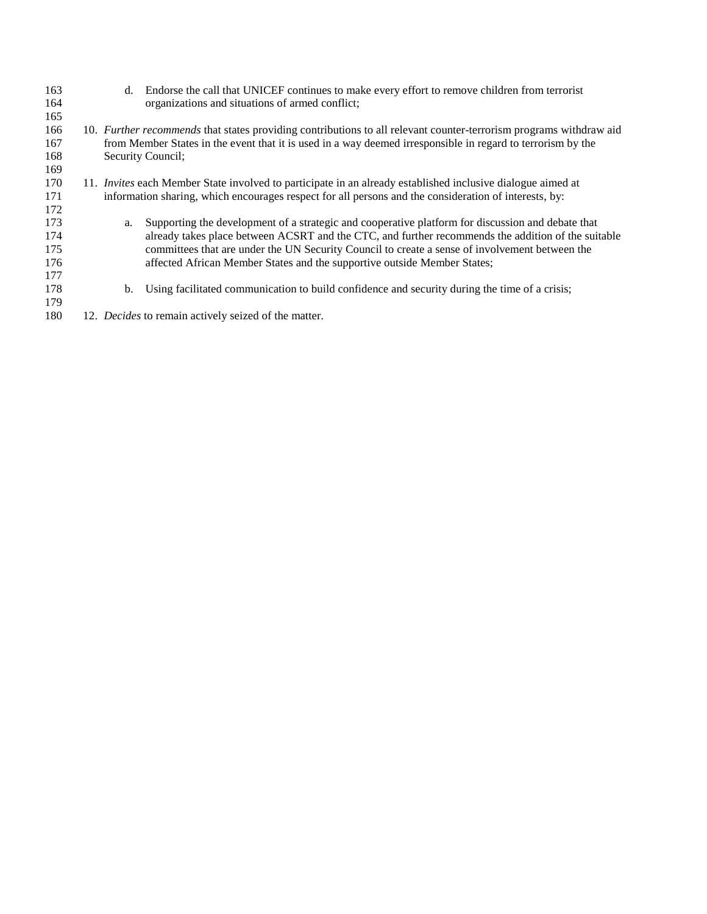d. Endorse the call that UNICEF continues to make every effort to remove children from terrorist organizations and situations of armed conflict;

10. *Further recommends* that states providing contributions to all relevant counter-terrorism programs withdraw aid from Member States in the event that it is used in a way deemed irresponsible in regard to terrorism by the Security Council;

11. *Invites* each Member State involved to participate in an already established inclusive dialogue aimed at information sharing, which encourages respect for all persons and the consideration of interests, by:

   a. Supporting the development of a strategic and cooperative platform for discussion and debate that already takes place between ACSRT and the CTC, and further recommends the addition of the suitable committees that are under the UN Security Council to create a sense of involvement between the affected African Member States and the supportive outside Member States;

   b. Using facilitated communication to build confidence and security during the time of a crisis;

12. *Decides* to remain actively seized of the matter.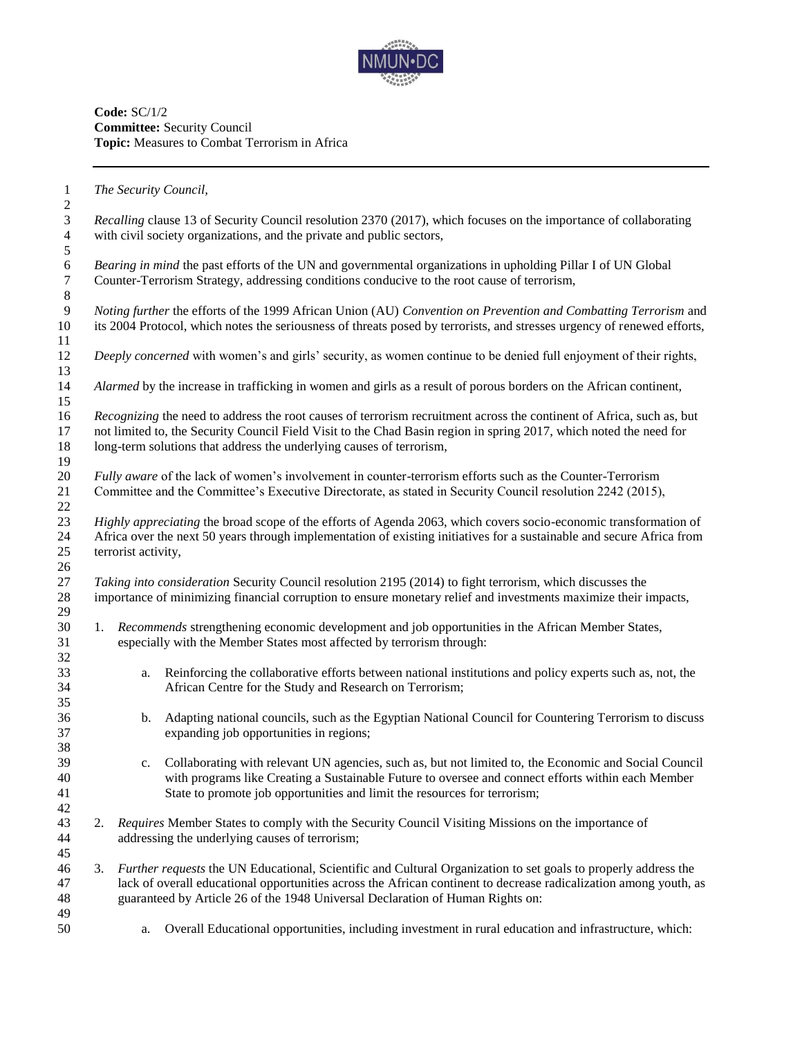**Code:** SC/1/2
**Committee:** Security Council
**Topic:** Measures to Combat Terrorism in Africa

---

*The Security Council,*

*Recalling* clause 13 of Security Council resolution 2370 (2017), which focuses on the importance of collaborating with civil society organizations, and the private and public sectors,

*Bearing in mind* the past efforts of the UN and governmental organizations in upholding Pillar I of UN Global Counter-Terrorism Strategy, addressing conditions conducive to the root cause of terrorism,

*Noting further* the efforts of the 1999 African Union (AU) *Convention on Prevention and Combatting Terrorism* and its 2004 Protocol, which notes the seriousness of threats posed by terrorists, and stresses urgency of renewed efforts,

*Deeply concerned* with women's and girls' security, as women continue to be denied full enjoyment of their rights,

*Alarmed* by the increase in trafficking in women and girls as a result of porous borders on the African continent,

*Recognizing* the need to address the root causes of terrorism recruitment across the continent of Africa, such as, but not limited to, the Security Council Field Visit to the Chad Basin region in spring 2017, which noted the need for long-term solutions that address the underlying causes of terrorism,

*Fully aware* of the lack of women's involvement in counter-terrorism efforts such as the Counter-Terrorism Committee and the Committee's Executive Directorate, as stated in Security Council resolution 2242 (2015),

*Highly appreciating* the broad scope of the efforts of Agenda 2063, which covers socio-economic transformation of Africa over the next 50 years through implementation of existing initiatives for a sustainable and secure Africa from terrorist activity,

*Taking into consideration* Security Council resolution 2195 (2014) to fight terrorism, which discusses the importance of minimizing financial corruption to ensure monetary relief and investments maximize their impacts,

1. *Recommends* strengthening economic development and job opportunities in the African Member States, especially with the Member States most affected by terrorism through:

    a. Reinforcing the collaborative efforts between national institutions and policy experts such as, not, the African Centre for the Study and Research on Terrorism;

    b. Adapting national councils, such as the Egyptian National Council for Countering Terrorism to discuss expanding job opportunities in regions;

    c. Collaborating with relevant UN agencies, such as, but not limited to, the Economic and Social Council with programs like Creating a Sustainable Future to oversee and connect efforts within each Member State to promote job opportunities and limit the resources for terrorism;

2. *Requires* Member States to comply with the Security Council Visiting Missions on the importance of addressing the underlying causes of terrorism;

3. *Further requests* the UN Educational, Scientific and Cultural Organization to set goals to properly address the lack of overall educational opportunities across the African continent to decrease radicalization among youth, as guaranteed by Article 26 of the 1948 Universal Declaration of Human Rights on:

    a. Overall Educational opportunities, including investment in rural education and infrastructure, which: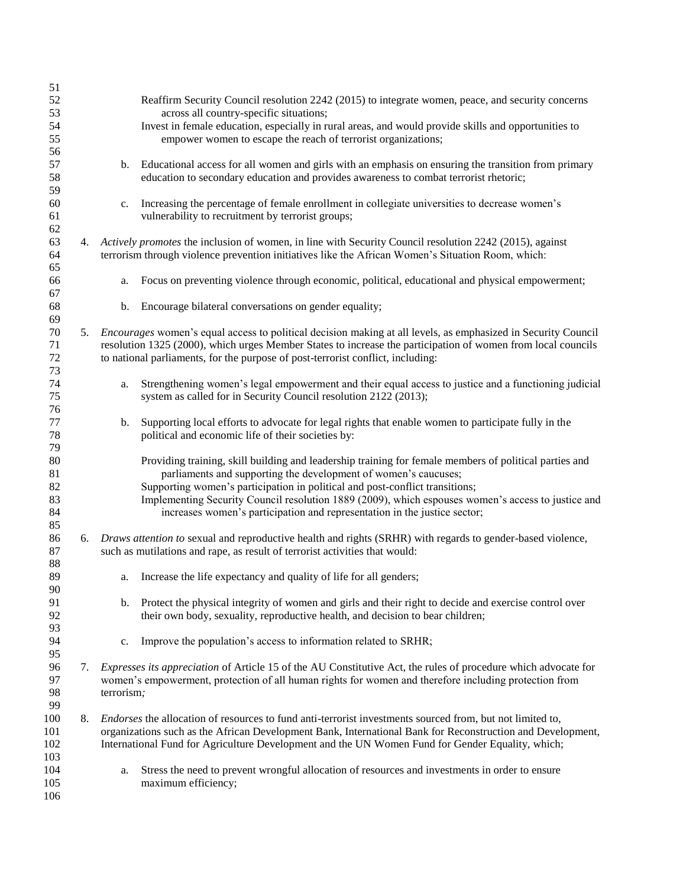Reaffirm Security Council resolution 2242 (2015) to integrate women, peace, and security concerns across all country-specific situations;

Invest in female education, especially in rural areas, and would provide skills and opportunities to empower women to escape the reach of terrorist organizations;

b. Educational access for all women and girls with an emphasis on ensuring the transition from primary education to secondary education and provides awareness to combat terrorist rhetoric;

c. Increasing the percentage of female enrollment in collegiate universities to decrease women's vulnerability to recruitment by terrorist groups;

4. *Actively promotes* the inclusion of women, in line with Security Council resolution 2242 (2015), against terrorism through violence prevention initiatives like the African Women's Situation Room, which:

    a. Focus on preventing violence through economic, political, educational and physical empowerment;

    b. Encourage bilateral conversations on gender equality;

5. *Encourages* women's equal access to political decision making at all levels, as emphasized in Security Council resolution 1325 (2000), which urges Member States to increase the participation of women from local councils to national parliaments, for the purpose of post-terrorist conflict, including:

    a. Strengthening women's legal empowerment and their equal access to justice and a functioning judicial system as called for in Security Council resolution 2122 (2013);

    b. Supporting local efforts to advocate for legal rights that enable women to participate fully in the political and economic life of their societies by:

        Providing training, skill building and leadership training for female members of political parties and parliaments and supporting the development of women's caucuses;

        Supporting women's participation in political and post-conflict transitions;

        Implementing Security Council resolution 1889 (2009), which espouses women's access to justice and increases women's participation and representation in the justice sector;

6. *Draws attention to* sexual and reproductive health and rights (SRHR) with regards to gender-based violence, such as mutilations and rape, as result of terrorist activities that would:

    a. Increase the life expectancy and quality of life for all genders;

    b. Protect the physical integrity of women and girls and their right to decide and exercise control over their own body, sexuality, reproductive health, and decision to bear children;

    c. Improve the population's access to information related to SRHR;

7. *Expresses its appreciation* of Article 15 of the AU Constitutive Act, the rules of procedure which advocate for women's empowerment, protection of all human rights for women and therefore including protection from terrorism*;*

8. *Endorses* the allocation of resources to fund anti-terrorist investments sourced from, but not limited to, organizations such as the African Development Bank, International Bank for Reconstruction and Development, International Fund for Agriculture Development and the UN Women Fund for Gender Equality, which;

    a. Stress the need to prevent wrongful allocation of resources and investments in order to ensure maximum efficiency;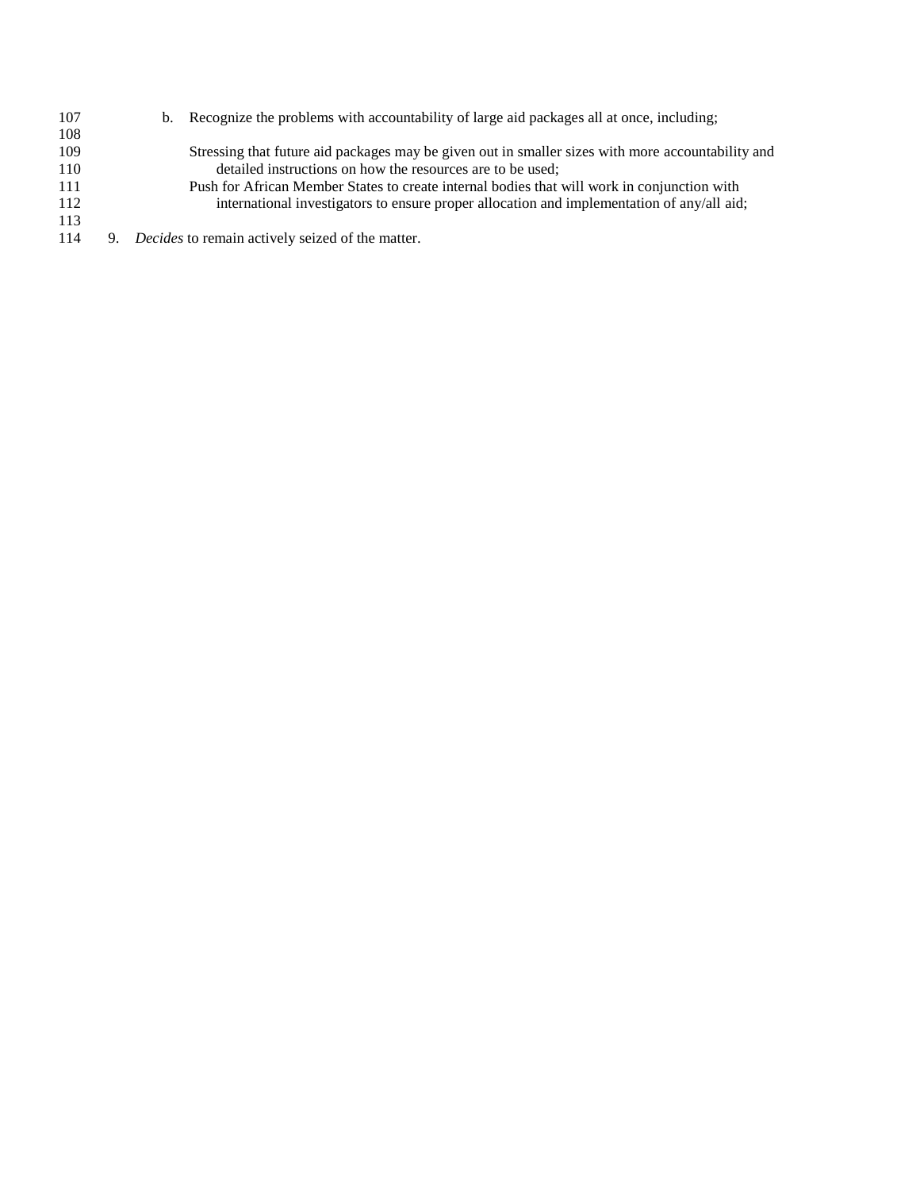b. Recognize the problems with accountability of large aid packages all at once, including;

Stressing that future aid packages may be given out in smaller sizes with more accountability and detailed instructions on how the resources are to be used;

Push for African Member States to create internal bodies that will work in conjunction with international investigators to ensure proper allocation and implementation of any/all aid;

9. *Decides* to remain actively seized of the matter.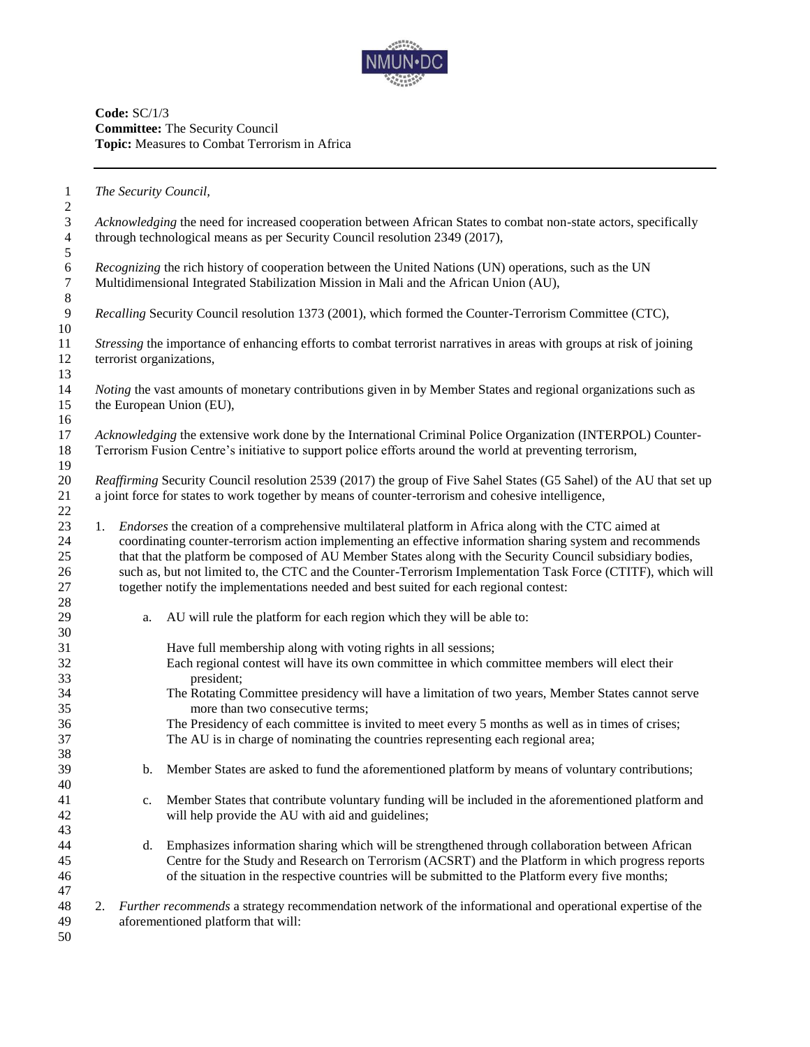**Code:** SC/1/3
**Committee:** The Security Council
**Topic:** Measures to Combat Terrorism in Africa

---

*The Security Council,*

*Acknowledging* the need for increased cooperation between African States to combat non-state actors, specifically through technological means as per Security Council resolution 2349 (2017),

*Recognizing* the rich history of cooperation between the United Nations (UN) operations, such as the UN Multidimensional Integrated Stabilization Mission in Mali and the African Union (AU),

*Recalling* Security Council resolution 1373 (2001), which formed the Counter-Terrorism Committee (CTC),

*Stressing* the importance of enhancing efforts to combat terrorist narratives in areas with groups at risk of joining terrorist organizations,

*Noting* the vast amounts of monetary contributions given in by Member States and regional organizations such as the European Union (EU),

*Acknowledging* the extensive work done by the International Criminal Police Organization (INTERPOL) Counter-Terrorism Fusion Centre's initiative to support police efforts around the world at preventing terrorism,

*Reaffirming* Security Council resolution 2539 (2017) the group of Five Sahel States (G5 Sahel) of the AU that set up a joint force for states to work together by means of counter-terrorism and cohesive intelligence,

1. *Endorses* the creation of a comprehensive multilateral platform in Africa along with the CTC aimed at coordinating counter-terrorism action implementing an effective information sharing system and recommends that that the platform be composed of AU Member States along with the Security Council subsidiary bodies, such as, but not limited to, the CTC and the Counter-Terrorism Implementation Task Force (CTITF), which will together notify the implementations needed and best suited for each regional contest:

    a. AU will rule the platform for each region which they will be able to:

        Have full membership along with voting rights in all sessions;
        Each regional contest will have its own committee in which committee members will elect their president;
        The Rotating Committee presidency will have a limitation of two years, Member States cannot serve more than two consecutive terms;
        The Presidency of each committee is invited to meet every 5 months as well as in times of crises;
        The AU is in charge of nominating the countries representing each regional area;

    b. Member States are asked to fund the aforementioned platform by means of voluntary contributions;

    c. Member States that contribute voluntary funding will be included in the aforementioned platform and will help provide the AU with aid and guidelines;

    d. Emphasizes information sharing which will be strengthened through collaboration between African Centre for the Study and Research on Terrorism (ACSRT) and the Platform in which progress reports of the situation in the respective countries will be submitted to the Platform every five months;

2. *Further recommends* a strategy recommendation network of the informational and operational expertise of the aforementioned platform that will: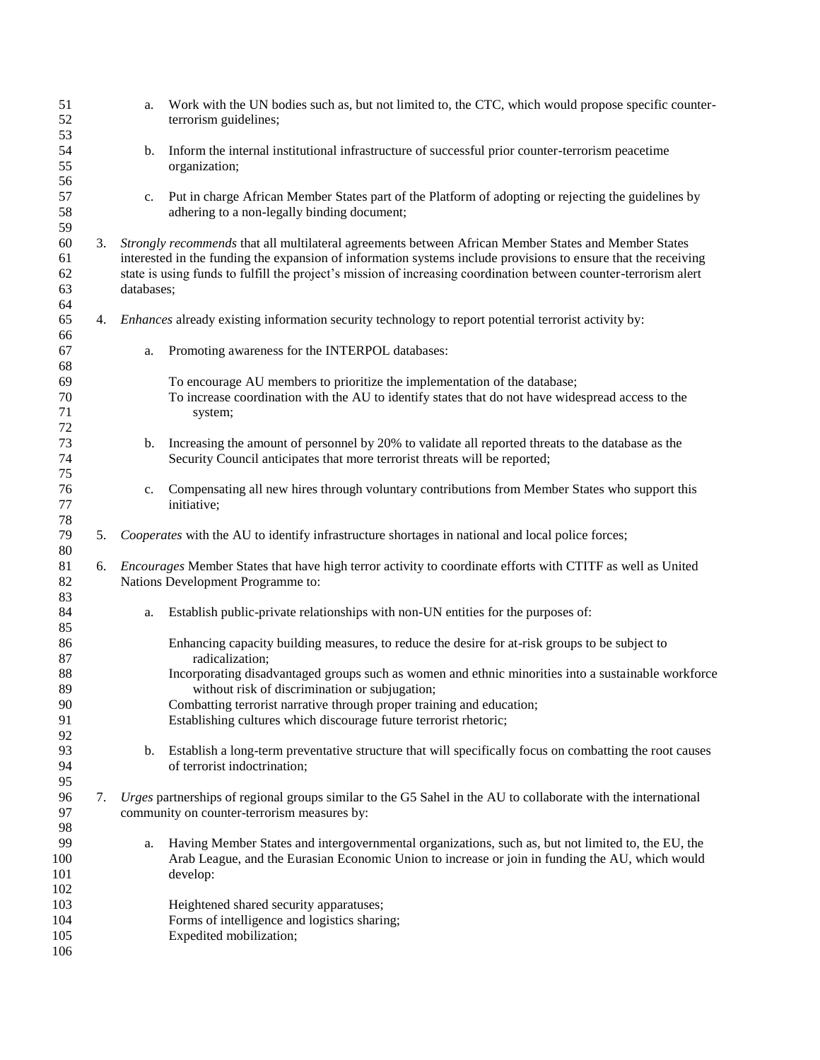a. Work with the UN bodies such as, but not limited to, the CTC, which would propose specific counter-terrorism guidelines;

b. Inform the internal institutional infrastructure of successful prior counter-terrorism peacetime organization;

c. Put in charge African Member States part of the Platform of adopting or rejecting the guidelines by adhering to a non-legally binding document;

3. *Strongly recommends* that all multilateral agreements between African Member States and Member States interested in the funding the expansion of information systems include provisions to ensure that the receiving state is using funds to fulfill the project's mission of increasing coordination between counter-terrorism alert databases;

4. *Enhances* already existing information security technology to report potential terrorist activity by:

   a. Promoting awareness for the INTERPOL databases:

      To encourage AU members to prioritize the implementation of the database;
      To increase coordination with the AU to identify states that do not have widespread access to the system;

   b. Increasing the amount of personnel by 20% to validate all reported threats to the database as the Security Council anticipates that more terrorist threats will be reported;

   c. Compensating all new hires through voluntary contributions from Member States who support this initiative;

5. *Cooperates* with the AU to identify infrastructure shortages in national and local police forces;

6. *Encourages* Member States that have high terror activity to coordinate efforts with CTITF as well as United Nations Development Programme to:

   a. Establish public-private relationships with non-UN entities for the purposes of:

      Enhancing capacity building measures, to reduce the desire for at-risk groups to be subject to radicalization;
      Incorporating disadvantaged groups such as women and ethnic minorities into a sustainable workforce without risk of discrimination or subjugation;
      Combatting terrorist narrative through proper training and education;
      Establishing cultures which discourage future terrorist rhetoric;

   b. Establish a long-term preventative structure that will specifically focus on combatting the root causes of terrorist indoctrination;

7. *Urges* partnerships of regional groups similar to the G5 Sahel in the AU to collaborate with the international community on counter-terrorism measures by:

   a. Having Member States and intergovernmental organizations, such as, but not limited to, the EU, the Arab League, and the Eurasian Economic Union to increase or join in funding the AU, which would develop:

      Heightened shared security apparatuses;
      Forms of intelligence and logistics sharing;
      Expedited mobilization;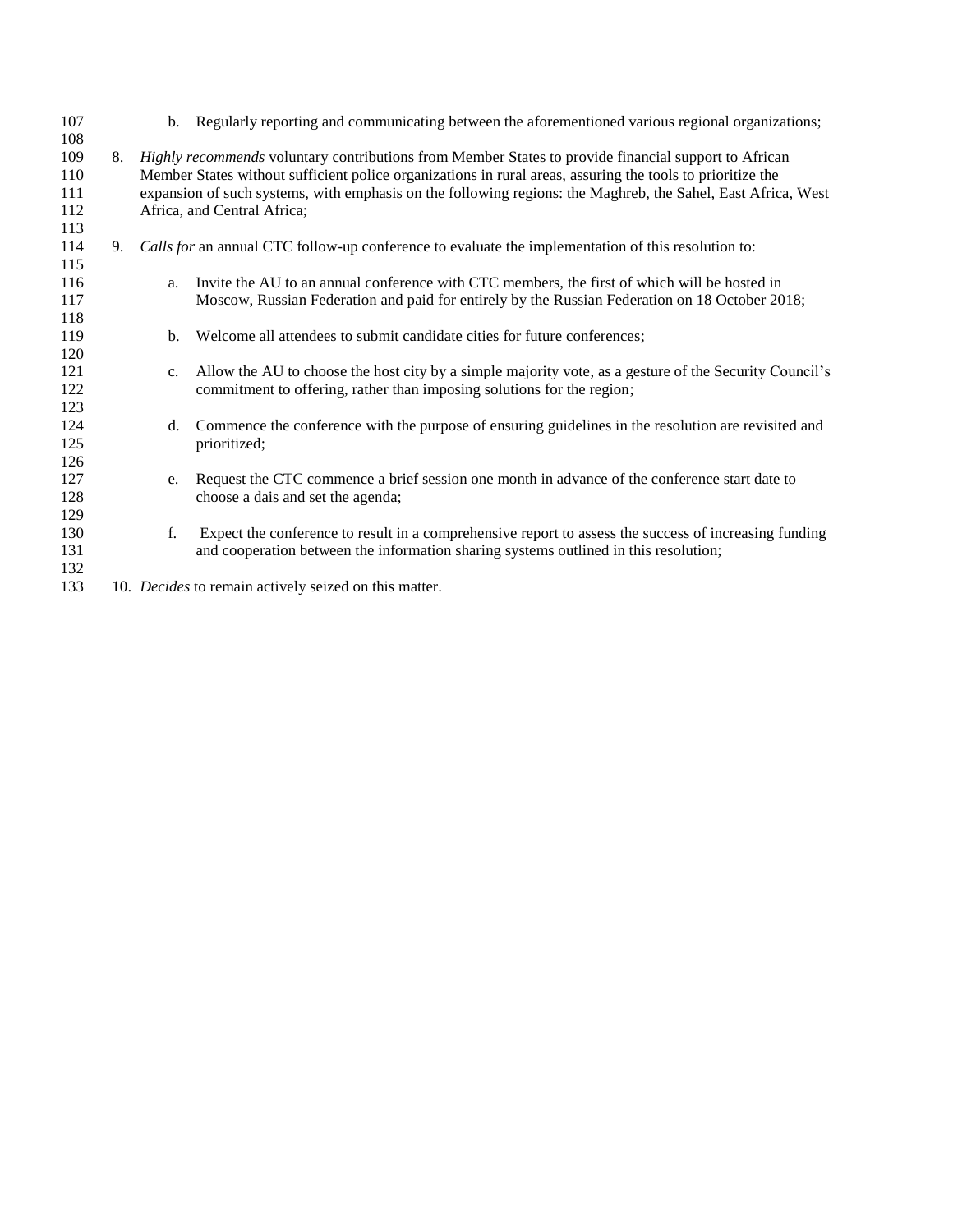b. Regularly reporting and communicating between the aforementioned various regional organizations;

8. *Highly recommends* voluntary contributions from Member States to provide financial support to African Member States without sufficient police organizations in rural areas, assuring the tools to prioritize the expansion of such systems, with emphasis on the following regions: the Maghreb, the Sahel, East Africa, West Africa, and Central Africa;

9. *Calls for* an annual CTC follow-up conference to evaluate the implementation of this resolution to:

   a. Invite the AU to an annual conference with CTC members, the first of which will be hosted in Moscow, Russian Federation and paid for entirely by the Russian Federation on 18 October 2018;

   b. Welcome all attendees to submit candidate cities for future conferences;

   c. Allow the AU to choose the host city by a simple majority vote, as a gesture of the Security Council's commitment to offering, rather than imposing solutions for the region;

   d. Commence the conference with the purpose of ensuring guidelines in the resolution are revisited and prioritized;

   e. Request the CTC commence a brief session one month in advance of the conference start date to choose a dais and set the agenda;

   f. Expect the conference to result in a comprehensive report to assess the success of increasing funding and cooperation between the information sharing systems outlined in this resolution;

10. *Decides* to remain actively seized on this matter.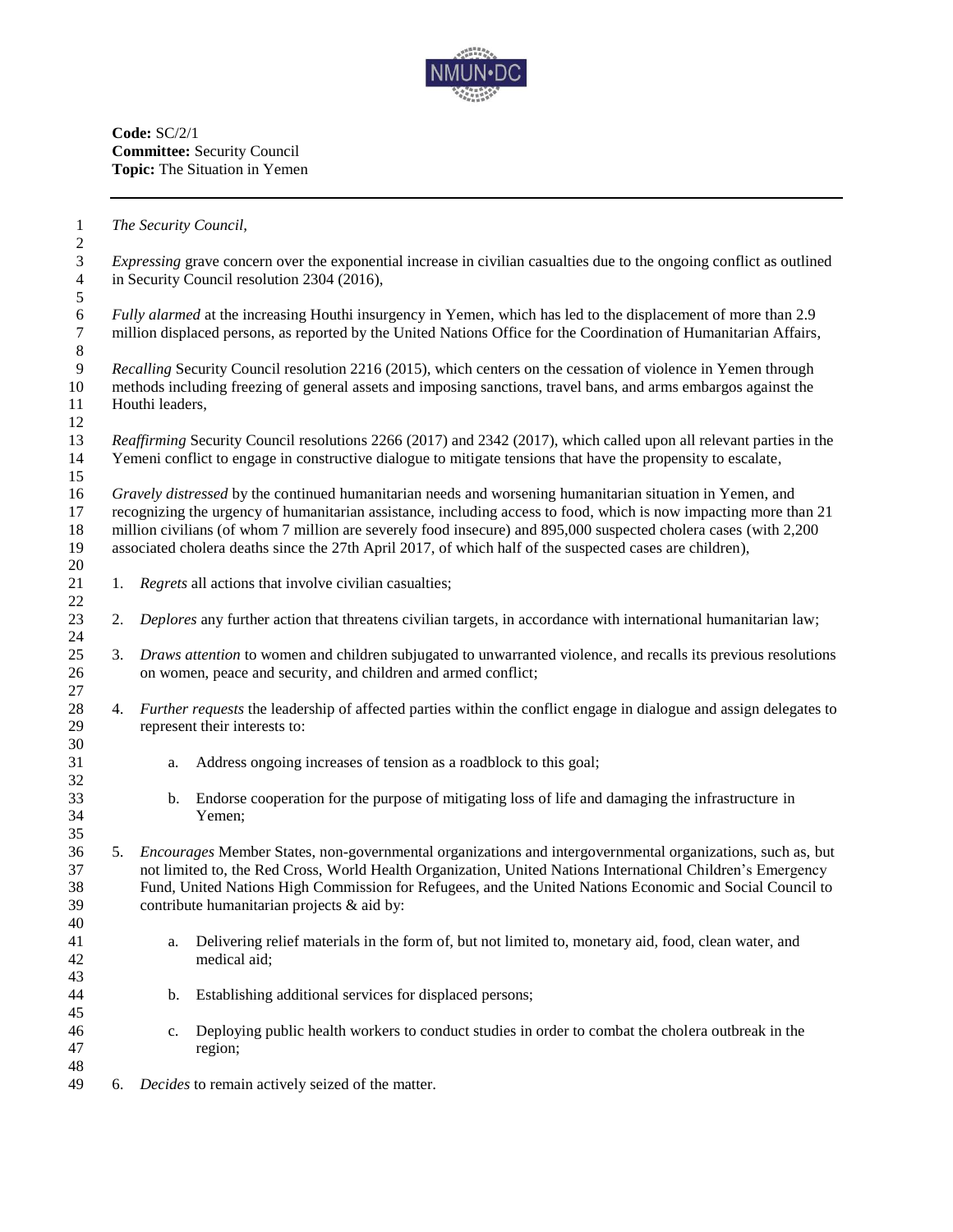**Code:** SC/2/1
**Committee:** Security Council
**Topic:** The Situation in Yemen

---

*The Security Council,*

*Expressing* grave concern over the exponential increase in civilian casualties due to the ongoing conflict as outlined in Security Council resolution 2304 (2016),

*Fully alarmed* at the increasing Houthi insurgency in Yemen, which has led to the displacement of more than 2.9 million displaced persons, as reported by the United Nations Office for the Coordination of Humanitarian Affairs,

*Recalling* Security Council resolution 2216 (2015), which centers on the cessation of violence in Yemen through methods including freezing of general assets and imposing sanctions, travel bans, and arms embargos against the Houthi leaders,

*Reaffirming* Security Council resolutions 2266 (2017) and 2342 (2017), which called upon all relevant parties in the Yemeni conflict to engage in constructive dialogue to mitigate tensions that have the propensity to escalate,

*Gravely distressed* by the continued humanitarian needs and worsening humanitarian situation in Yemen, and recognizing the urgency of humanitarian assistance, including access to food, which is now impacting more than 21 million civilians (of whom 7 million are severely food insecure) and 895,000 suspected cholera cases (with 2,200 associated cholera deaths since the 27th April 2017, of which half of the suspected cases are children),

1. *Regrets* all actions that involve civilian casualties;

2. *Deplores* any further action that threatens civilian targets, in accordance with international humanitarian law;

3. *Draws attention* to women and children subjugated to unwarranted violence, and recalls its previous resolutions on women, peace and security, and children and armed conflict;

4. *Further requests* the leadership of affected parties within the conflict engage in dialogue and assign delegates to represent their interests to:

    a. Address ongoing increases of tension as a roadblock to this goal;

    b. Endorse cooperation for the purpose of mitigating loss of life and damaging the infrastructure in Yemen;

5. *Encourages* Member States, non-governmental organizations and intergovernmental organizations, such as, but not limited to, the Red Cross, World Health Organization, United Nations International Children's Emergency Fund, United Nations High Commission for Refugees, and the United Nations Economic and Social Council to contribute humanitarian projects & aid by:

    a. Delivering relief materials in the form of, but not limited to, monetary aid, food, clean water, and medical aid;

    b. Establishing additional services for displaced persons;

    c. Deploying public health workers to conduct studies in order to combat the cholera outbreak in the region;

6. *Decides* to remain actively seized of the matter.